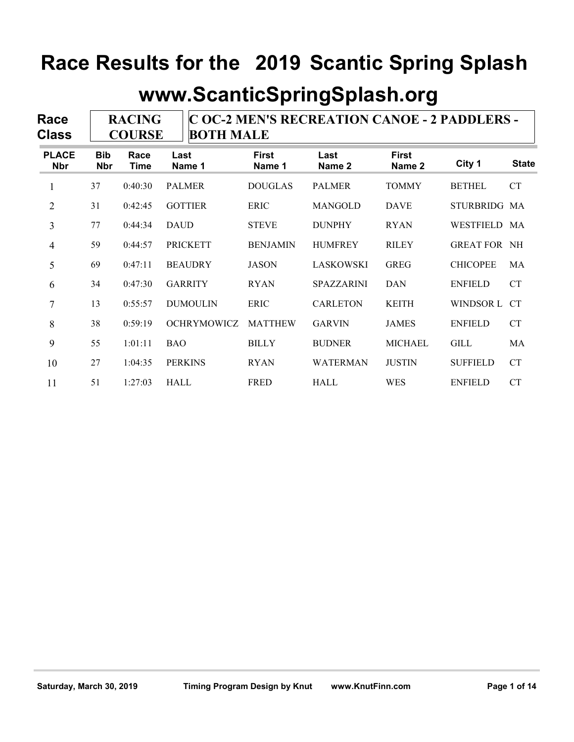# Race Results for the 2019 Scantic Spring Splash

## www.ScanticSpringSplash.org

**Race Class** | **RACING COURSE** | **C OC-2 MEN'S RECREATION CANOE - 2 PADDLERS - BOTH MALE**

| PLACE Nbr | Bib Nbr | Race Time | Last Name 1 | First Name 1 | Last Name 2 | First Name 2 | City 1 | State |
|---|---|---|---|---|---|---|---|---|
| 1 | 37 | 0:40:30 | PALMER | DOUGLAS | PALMER | TOMMY | BETHEL | CT |
| 2 | 31 | 0:42:45 | GOTTIER | ERIC | MANGOLD | DAVE | STURBRIDG | MA |
| 3 | 77 | 0:44:34 | DAUD | STEVE | DUNPHY | RYAN | WESTFIELD | MA |
| 4 | 59 | 0:44:57 | PRICKETT | BENJAMIN | HUMFREY | RILEY | GREAT FOR | NH |
| 5 | 69 | 0:47:11 | BEAUDRY | JASON | LASKOWSKI | GREG | CHICOPEE | MA |
| 6 | 34 | 0:47:30 | GARRITY | RYAN | SPAZZARINI | DAN | ENFIELD | CT |
| 7 | 13 | 0:55:57 | DUMOULIN | ERIC | CARLETON | KEITH | WINDSOR L | CT |
| 8 | 38 | 0:59:19 | OCHRYMOWICZ | MATTHEW | GARVIN | JAMES | ENFIELD | CT |
| 9 | 55 | 1:01:11 | BAO | BILLY | BUDNER | MICHAEL | GILL | MA |
| 10 | 27 | 1:04:35 | PERKINS | RYAN | WATERMAN | JUSTIN | SUFFIELD | CT |
| 11 | 51 | 1:27:03 | HALL | FRED | HALL | WES | ENFIELD | CT |

Saturday, March 30, 2019 Timing Program Design by Knut www.KnutFinn.com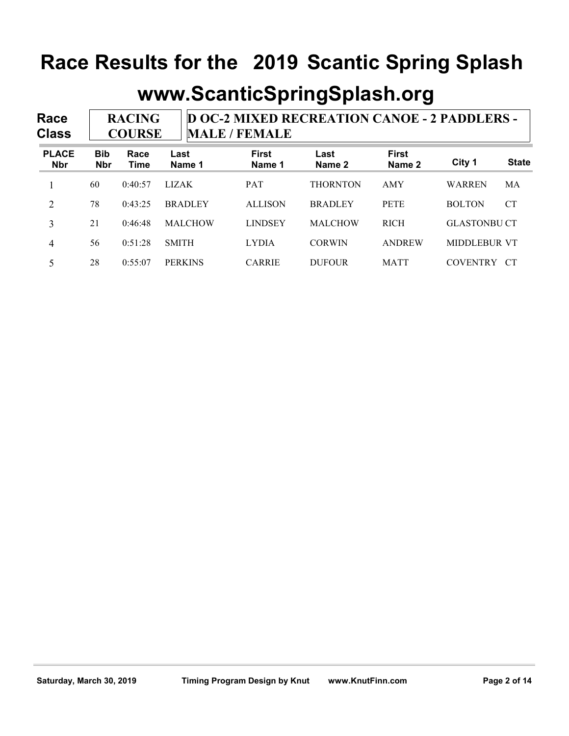# Race Results for the 2019 Scantic Spring Splash

## www.ScanticSpringSplash.org

**Race Class:** RACING COURSE — D OC-2 MIXED RECREATION CANOE - 2 PADDLERS - MALE / FEMALE

| PLACE Nbr | Bib Nbr | Race Time | Last Name 1 | First Name 1 | Last Name 2 | First Name 2 | City 1 | State |
|---|---|---|---|---|---|---|---|---|
| 1 | 60 | 0:40:57 | LIZAK | PAT | THORNTON | AMY | WARREN | MA |
| 2 | 78 | 0:43:25 | BRADLEY | ALLISON | BRADLEY | PETE | BOLTON | CT |
| 3 | 21 | 0:46:48 | MALCHOW | LINDSEY | MALCHOW | RICH | GLASTONBU | CT |
| 4 | 56 | 0:51:28 | SMITH | LYDIA | CORWIN | ANDREW | MIDDLEBUR | VT |
| 5 | 28 | 0:55:07 | PERKINS | CARRIE | DUFOUR | MATT | COVENTRY | CT |

Saturday, March 30, 2019 — Timing Program Design by Knut — www.KnutFinn.com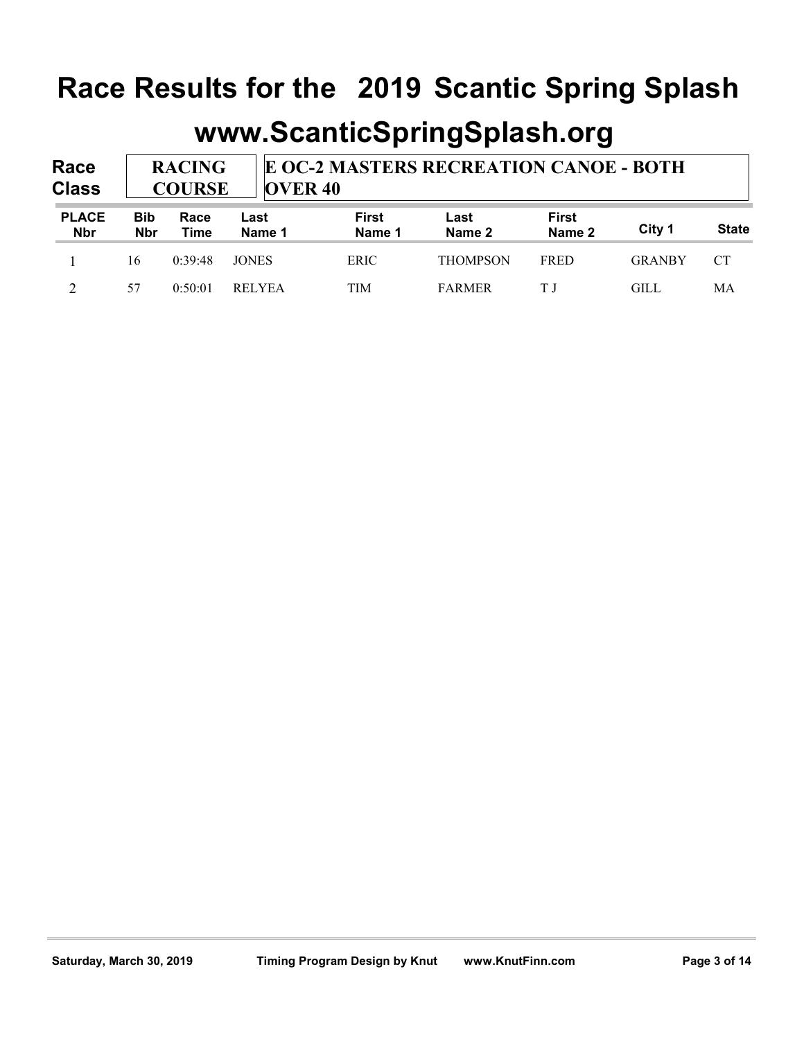# Race Results for the 2019 Scantic Spring Splash

## www.ScanticSpringSplash.org

**Race Class:** RACING COURSE — E OC-2 MASTERS RECREATION CANOE - BOTH OVER 40

| PLACE Nbr | Bib Nbr | Race Time | Last Name 1 | First Name 1 | Last Name 2 | First Name 2 | City 1 | State |
|---|---|---|---|---|---|---|---|---|
| 1 | 16 | 0:39:48 | JONES | ERIC | THOMPSON | FRED | GRANBY | CT |
| 2 | 57 | 0:50:01 | RELYEA | TIM | FARMER | T J | GILL | MA |

Saturday, March 30, 2019 — Timing Program Design by Knut — www.KnutFinn.com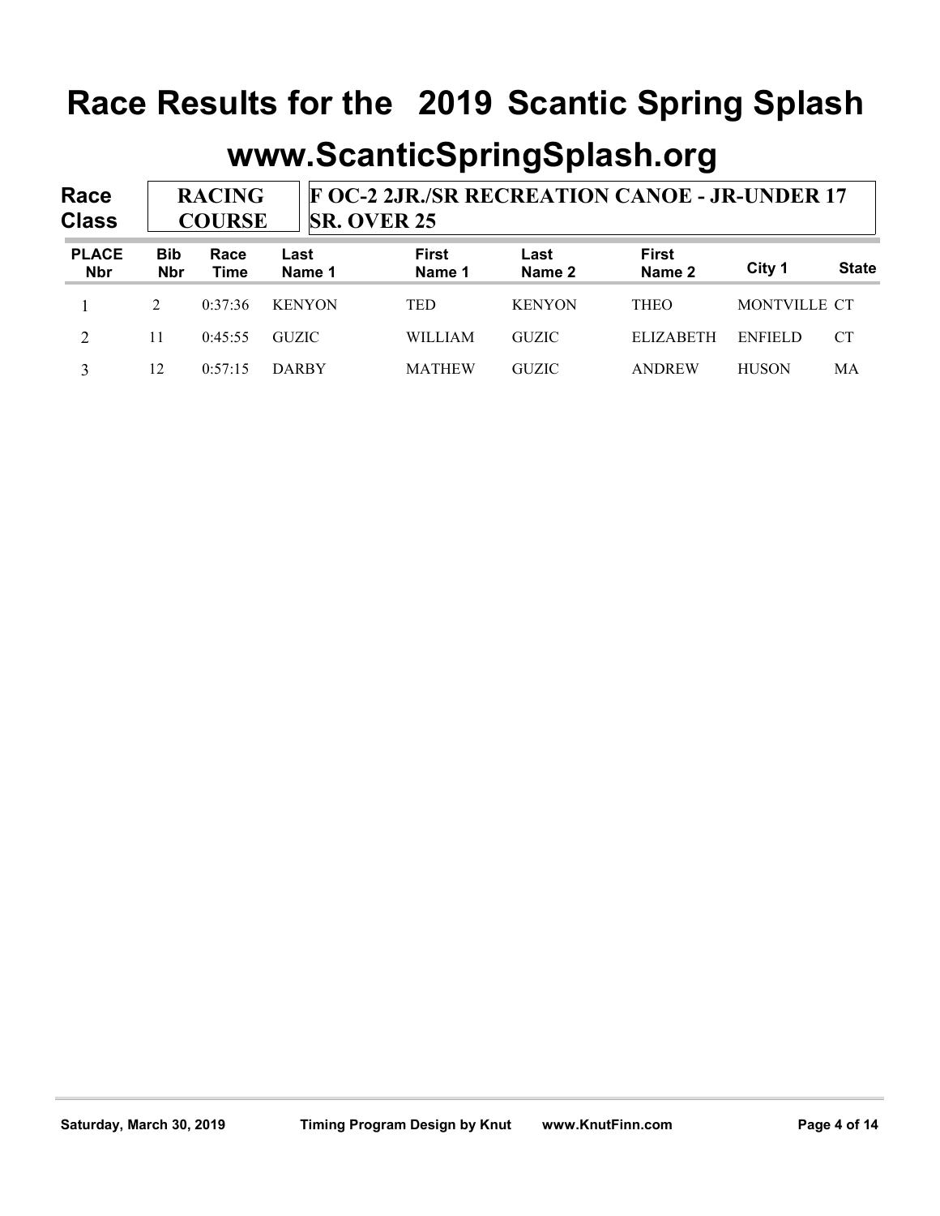# Race Results for the 2019 Scantic Spring Splash

## www.ScanticSpringSplash.org

| Race Class | RACING COURSE | F OC-2 2JR./SR RECREATION CANOE - JR-UNDER 17 SR. OVER 25 |
|---|---|---|

| PLACE Nbr | Bib Nbr | Race Time | Last Name 1 | First Name 1 | Last Name 2 | First Name 2 | City 1 | State |
|---|---|---|---|---|---|---|---|---|
| 1 | 2 | 0:37:36 | KENYON | TED | KENYON | THEO | MONTVILLE | CT |
| 2 | 11 | 0:45:55 | GUZIC | WILLIAM | GUZIC | ELIZABETH | ENFIELD | CT |
| 3 | 12 | 0:57:15 | DARBY | MATHEW | GUZIC | ANDREW | HUSON | MA |

Saturday, March 30, 2019 Timing Program Design by Knut www.KnutFinn.com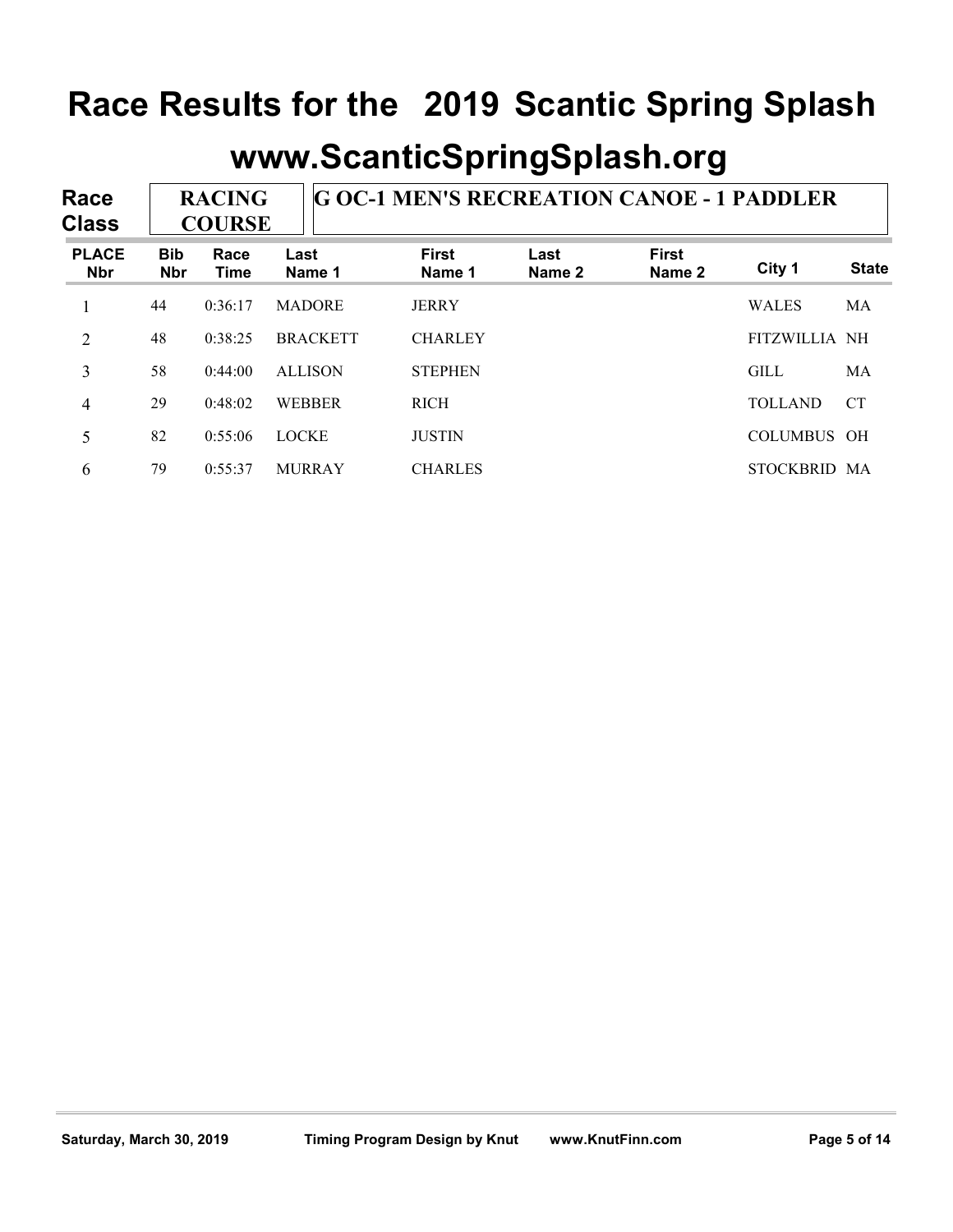# Race Results for the 2019 Scantic Spring Splash

## www.ScanticSpringSplash.org

**Race Class:** RACING COURSE — G OC-1 MEN'S RECREATION CANOE - 1 PADDLER

| PLACE Nbr | Bib Nbr | Race Time | Last Name 1 | First Name 1 | Last Name 2 | First Name 2 | City 1 | State |
|---|---|---|---|---|---|---|---|---|
| 1 | 44 | 0:36:17 | MADORE | JERRY | | | WALES | MA |
| 2 | 48 | 0:38:25 | BRACKETT | CHARLEY | | | FITZWILLIA | NH |
| 3 | 58 | 0:44:00 | ALLISON | STEPHEN | | | GILL | MA |
| 4 | 29 | 0:48:02 | WEBBER | RICH | | | TOLLAND | CT |
| 5 | 82 | 0:55:06 | LOCKE | JUSTIN | | | COLUMBUS | OH |
| 6 | 79 | 0:55:37 | MURRAY | CHARLES | | | STOCKBRID | MA |

Saturday, March 30, 2019 — Timing Program Design by Knut — www.KnutFinn.com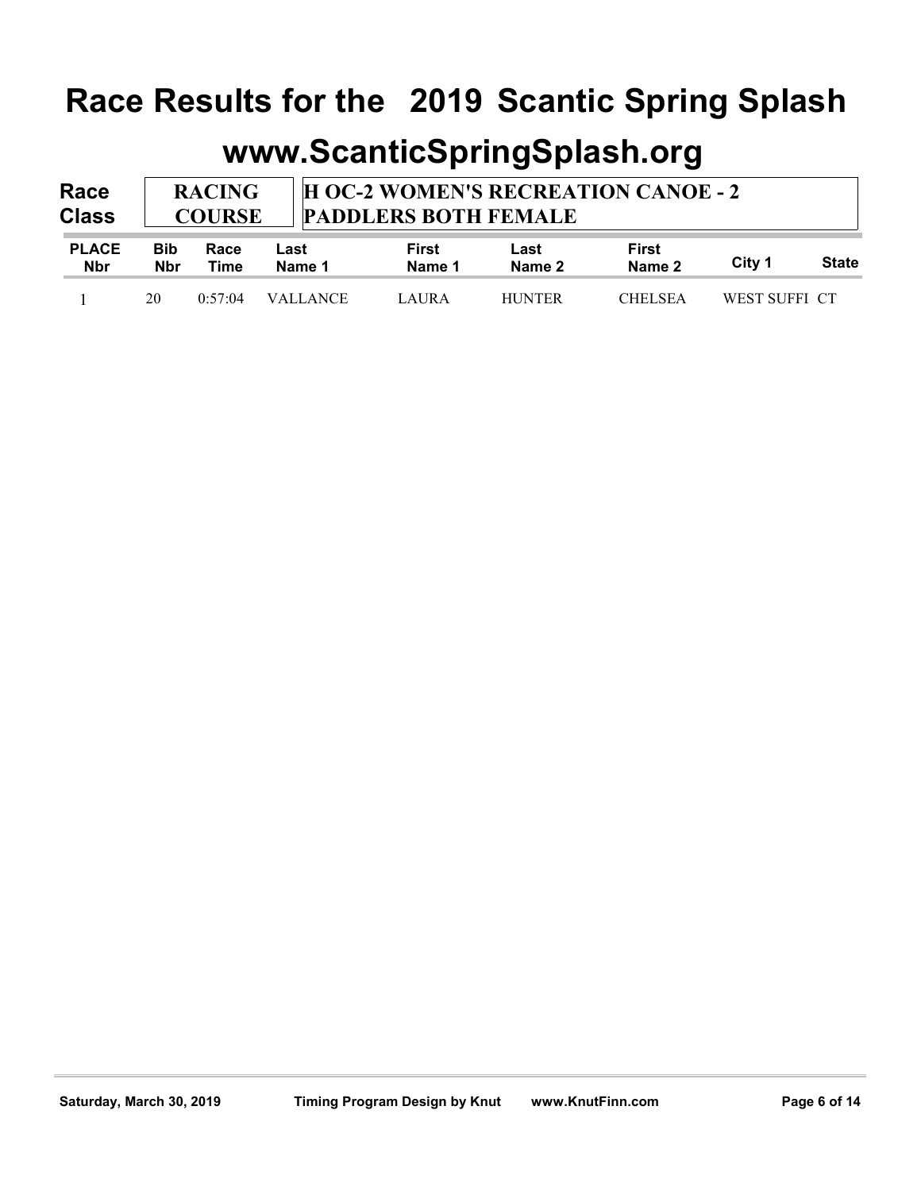# Race Results for the 2019 Scantic Spring Splash

## www.ScanticSpringSplash.org

| Race Class | RACING COURSE | H OC-2 WOMEN'S RECREATION CANOE - 2 PADDLERS BOTH FEMALE |
|---|---|---|

| PLACE Nbr | Bib Nbr | Race Time | Last Name 1 | First Name 1 | Last Name 2 | First Name 2 | City 1 | State |
|---|---|---|---|---|---|---|---|---|
| 1 | 20 | 0:57:04 | VALLANCE | LAURA | HUNTER | CHELSEA | WEST SUFFI | CT |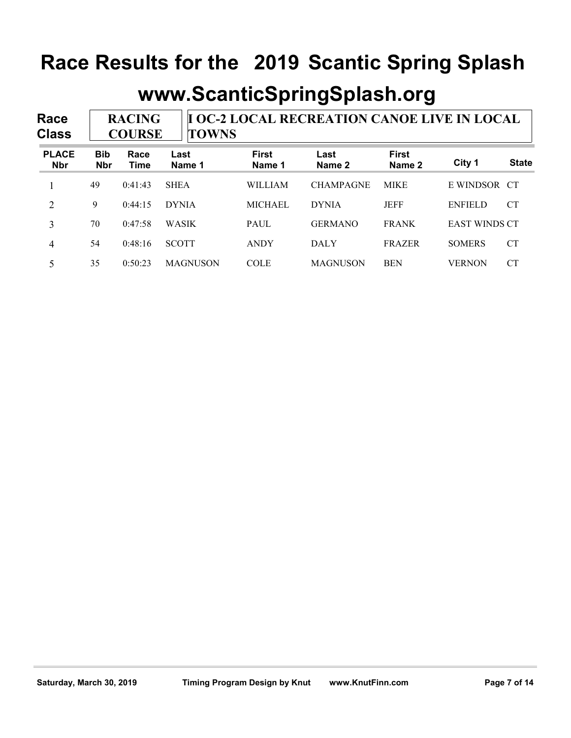# Race Results for the 2019 Scantic Spring Splash

## www.ScanticSpringSplash.org

**Race Class** RACING COURSE — I OC-2 LOCAL RECREATION CANOE LIVE IN LOCAL TOWNS

| PLACE Nbr | Bib Nbr | Race Time | Last Name 1 | First Name 1 | Last Name 2 | First Name 2 | City 1 | State |
|---|---|---|---|---|---|---|---|---|
| 1 | 49 | 0:41:43 | SHEA | WILLIAM | CHAMPAGNE | MIKE | E WINDSOR | CT |
| 2 | 9 | 0:44:15 | DYNIA | MICHAEL | DYNIA | JEFF | ENFIELD | CT |
| 3 | 70 | 0:47:58 | WASIK | PAUL | GERMANO | FRANK | EAST WINDS | CT |
| 4 | 54 | 0:48:16 | SCOTT | ANDY | DALY | FRAZER | SOMERS | CT |
| 5 | 35 | 0:50:23 | MAGNUSON | COLE | MAGNUSON | BEN | VERNON | CT |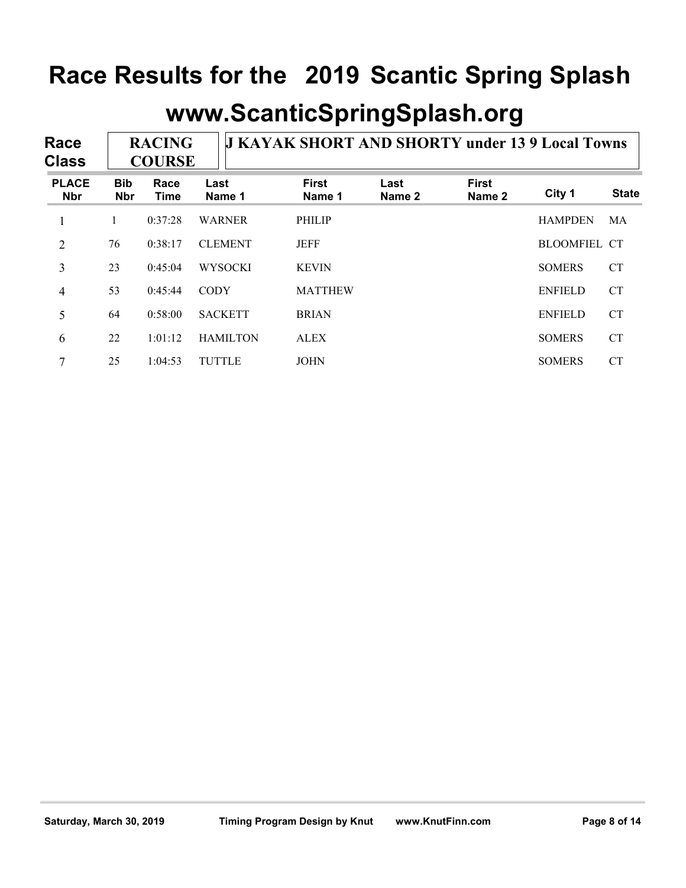# Race Results for the 2019 Scantic Spring Splash

## www.ScanticSpringSplash.org

**Race Class** RACING COURSE — **J KAYAK SHORT AND SHORTY under 13 9 Local Towns**

| PLACE Nbr | Bib Nbr | Race Time | Last Name 1 | First Name 1 | Last Name 2 | First Name 2 | City 1 | State |
|---|---|---|---|---|---|---|---|---|
| 1 | 1 | 0:37:28 | WARNER | PHILIP | | | HAMPDEN | MA |
| 2 | 76 | 0:38:17 | CLEMENT | JEFF | | | BLOOMFIEL | CT |
| 3 | 23 | 0:45:04 | WYSOCKI | KEVIN | | | SOMERS | CT |
| 4 | 53 | 0:45:44 | CODY | MATTHEW | | | ENFIELD | CT |
| 5 | 64 | 0:58:00 | SACKETT | BRIAN | | | ENFIELD | CT |
| 6 | 22 | 1:01:12 | HAMILTON | ALEX | | | SOMERS | CT |
| 7 | 25 | 1:04:53 | TUTTLE | JOHN | | | SOMERS | CT |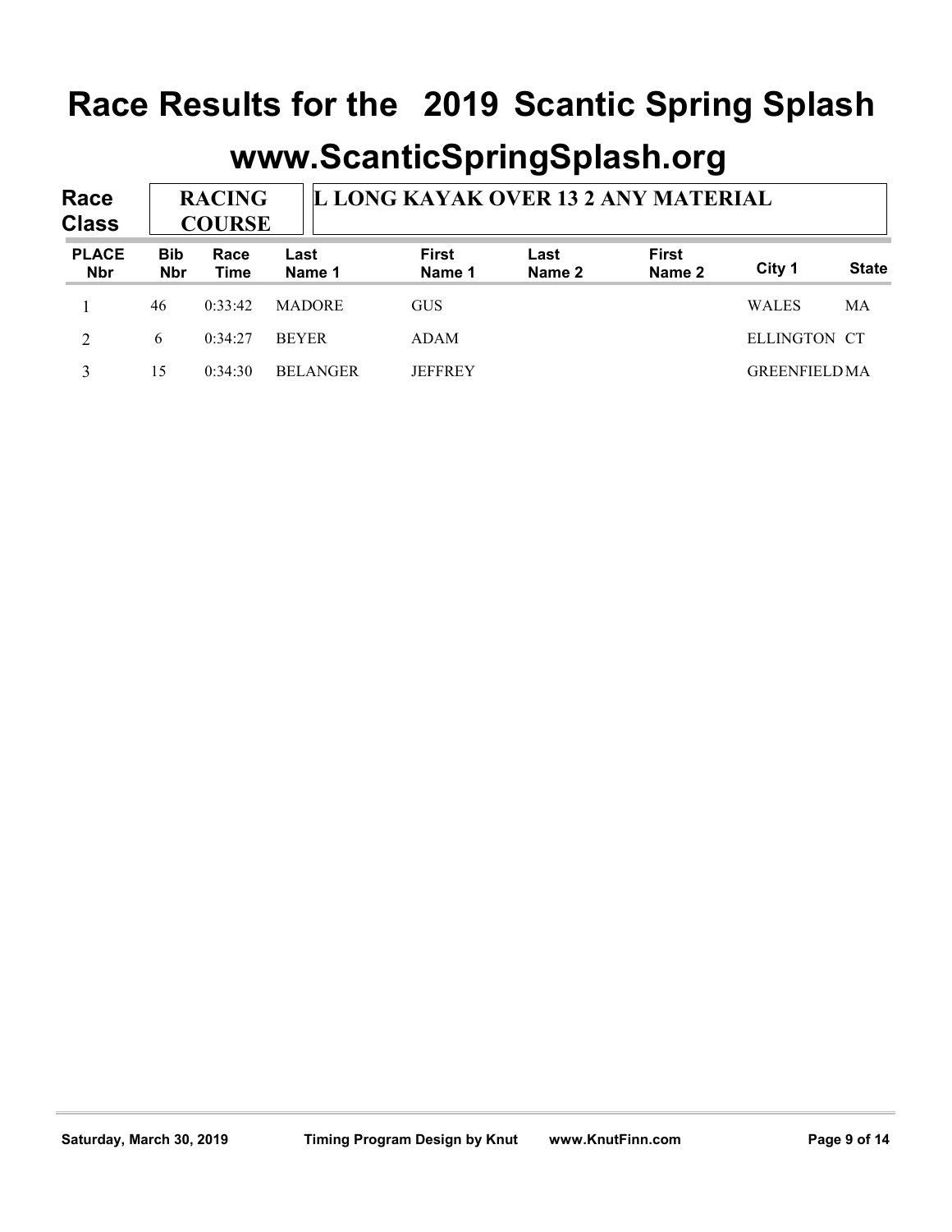# Race Results for the 2019 Scantic Spring Splash

## www.ScanticSpringSplash.org

**Race Class:** RACING COURSE — L LONG KAYAK OVER 13 2 ANY MATERIAL

| PLACE Nbr | Bib Nbr | Race Time | Last Name 1 | First Name 1 | Last Name 2 | First Name 2 | City 1 | State |
|---|---|---|---|---|---|---|---|---|
| 1 | 46 | 0:33:42 | MADORE | GUS | | | WALES | MA |
| 2 | 6 | 0:34:27 | BEYER | ADAM | | | ELLINGTON | CT |
| 3 | 15 | 0:34:30 | BELANGER | JEFFREY | | | GREENFIELD | MA |

Saturday, March 30, 2019 Timing Program Design by Knut www.KnutFinn.com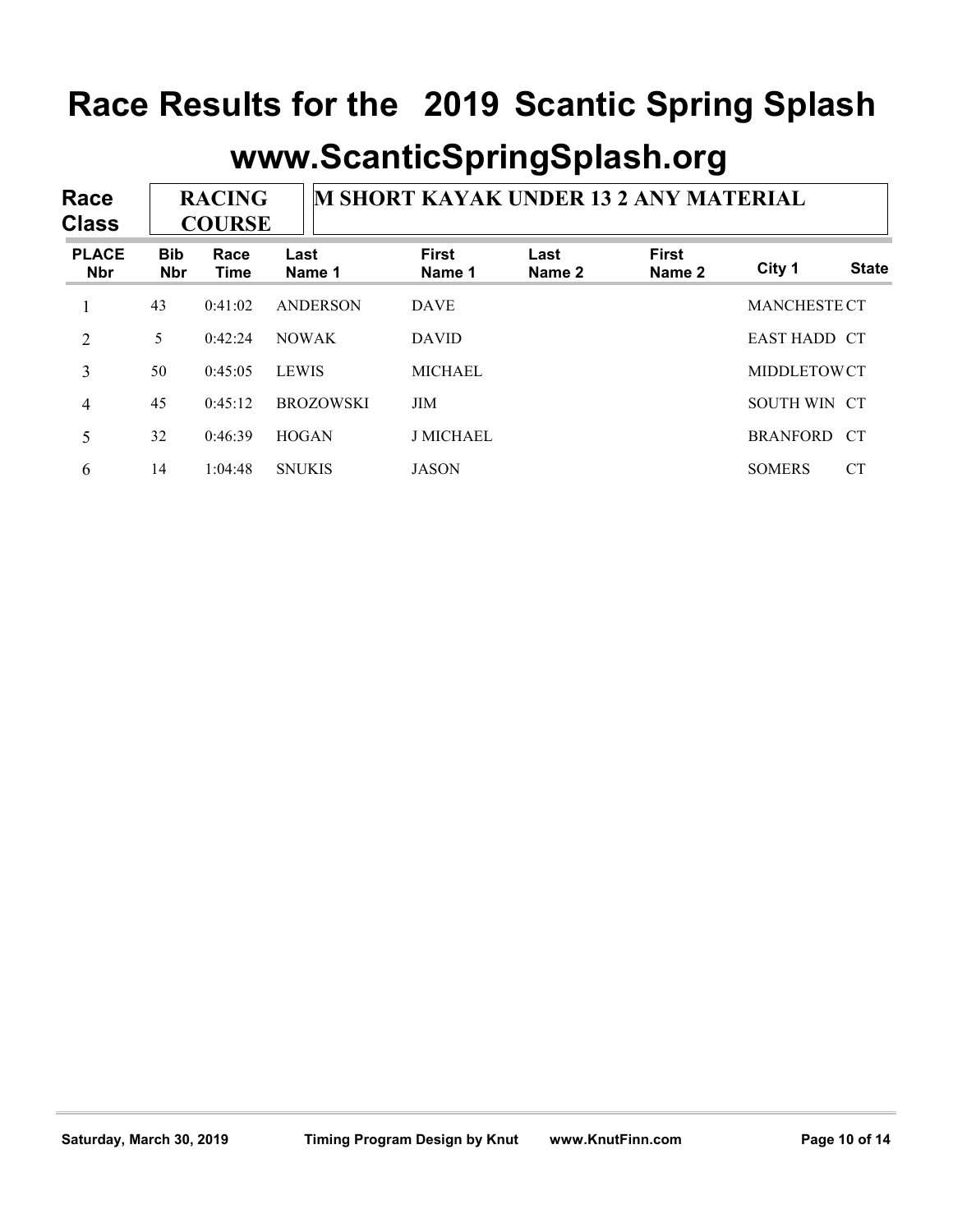# Race Results for the 2019 Scantic Spring Splash

## www.ScanticSpringSplash.org

| Race Class | RACING COURSE | M SHORT KAYAK UNDER 13 2 ANY MATERIAL | | | | | | |
|---|---|---|---|---|---|---|---|---|
| **PLACE Nbr** | **Bib Nbr** | **Race Time** | **Last Name 1** | **First Name 1** | **Last Name 2** | **First Name 2** | **City 1** | **State** |
| 1 | 43 | 0:41:02 | ANDERSON | DAVE | | | MANCHESTE | CT |
| 2 | 5 | 0:42:24 | NOWAK | DAVID | | | EAST HADD | CT |
| 3 | 50 | 0:45:05 | LEWIS | MICHAEL | | | MIDDLETOW | CT |
| 4 | 45 | 0:45:12 | BROZOWSKI | JIM | | | SOUTH WIN | CT |
| 5 | 32 | 0:46:39 | HOGAN | J MICHAEL | | | BRANFORD | CT |
| 6 | 14 | 1:04:48 | SNUKIS | JASON | | | SOMERS | CT |

Saturday, March 30, 2019 Timing Program Design by Knut www.KnutFinn.com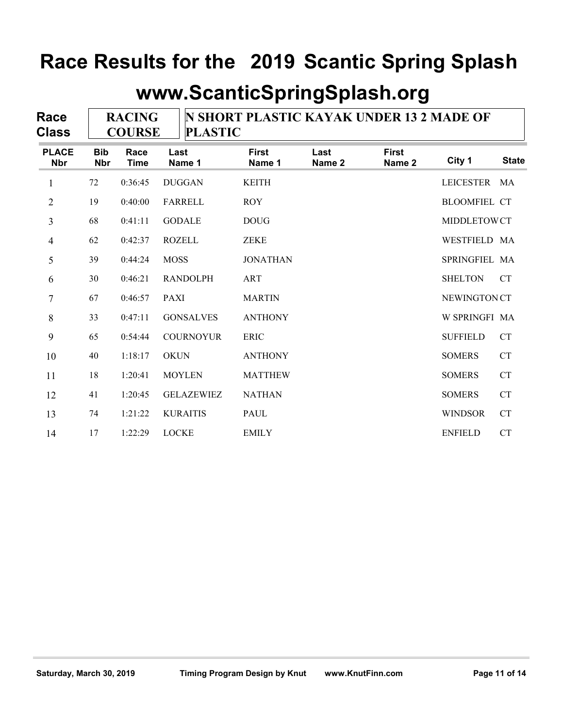# Race Results for the 2019 Scantic Spring Splash

## www.ScanticSpringSplash.org

**Race Class** RACING COURSE | N SHORT PLASTIC KAYAK UNDER 13 2 MADE OF PLASTIC

| PLACE Nbr | Bib Nbr | Race Time | Last Name 1 | First Name 1 | Last Name 2 | First Name 2 | City 1 | State |
|---|---|---|---|---|---|---|---|---|
| 1 | 72 | 0:36:45 | DUGGAN | KEITH | | | LEICESTER | MA |
| 2 | 19 | 0:40:00 | FARRELL | ROY | | | BLOOMFIEL | CT |
| 3 | 68 | 0:41:11 | GODALE | DOUG | | | MIDDLETOW | CT |
| 4 | 62 | 0:42:37 | ROZELL | ZEKE | | | WESTFIELD | MA |
| 5 | 39 | 0:44:24 | MOSS | JONATHAN | | | SPRINGFIEL | MA |
| 6 | 30 | 0:46:21 | RANDOLPH | ART | | | SHELTON | CT |
| 7 | 67 | 0:46:57 | PAXI | MARTIN | | | NEWINGTON | CT |
| 8 | 33 | 0:47:11 | GONSALVES | ANTHONY | | | W SPRINGFI | MA |
| 9 | 65 | 0:54:44 | COURNOYUR | ERIC | | | SUFFIELD | CT |
| 10 | 40 | 1:18:17 | OKUN | ANTHONY | | | SOMERS | CT |
| 11 | 18 | 1:20:41 | MOYLEN | MATTHEW | | | SOMERS | CT |
| 12 | 41 | 1:20:45 | GELAZEWIEZ | NATHAN | | | SOMERS | CT |
| 13 | 74 | 1:21:22 | KURAITIS | PAUL | | | WINDSOR | CT |
| 14 | 17 | 1:22:29 | LOCKE | EMILY | | | ENFIELD | CT |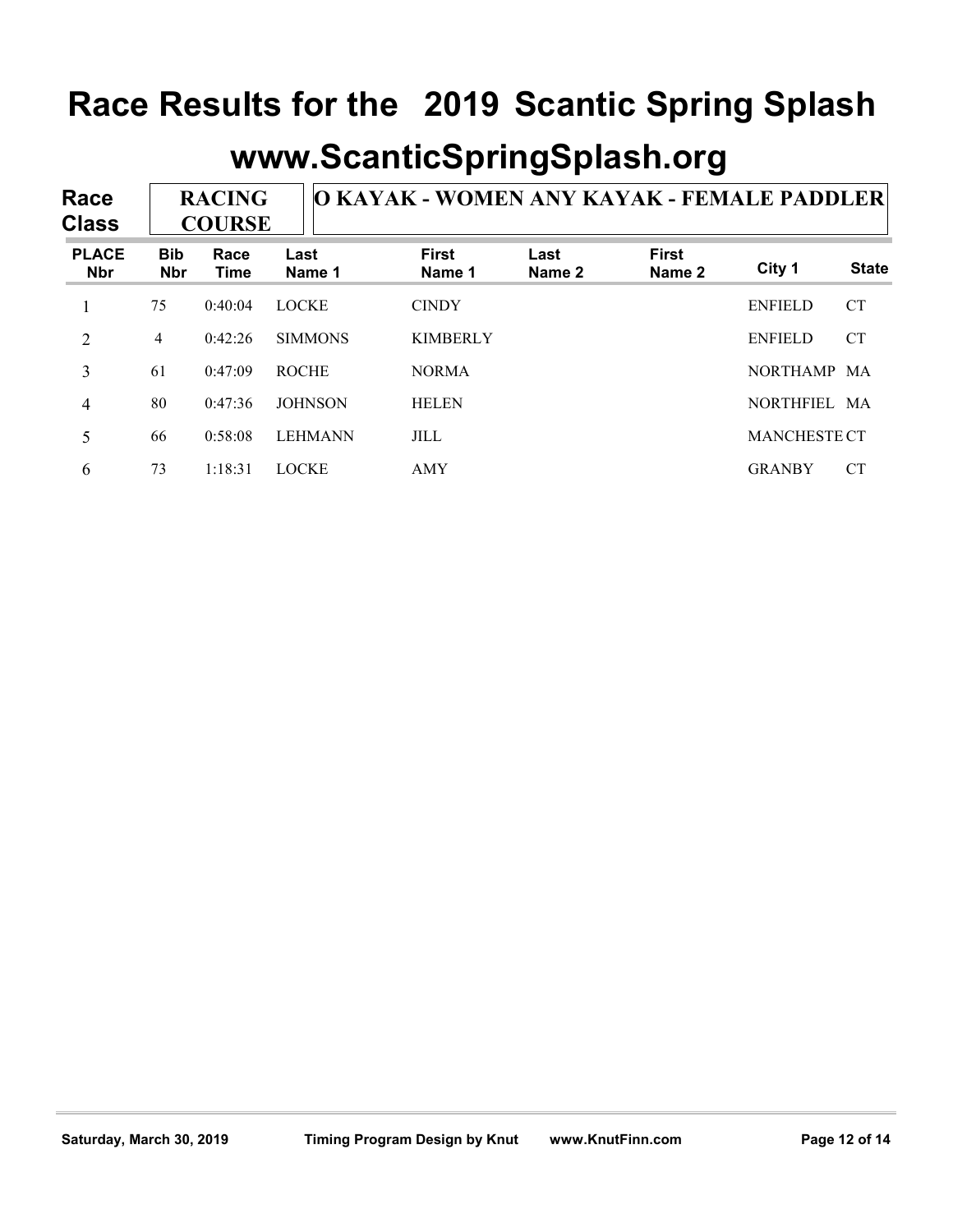# Race Results for the 2019 Scantic Spring Splash

## www.ScanticSpringSplash.org

**Race Class:** RACING COURSE | O KAYAK - WOMEN ANY KAYAK - FEMALE PADDLER

| PLACE Nbr | Bib Nbr | Race Time | Last Name 1 | First Name 1 | Last Name 2 | First Name 2 | City 1 | State |
|---|---|---|---|---|---|---|---|---|
| 1 | 75 | 0:40:04 | LOCKE | CINDY | | | ENFIELD | CT |
| 2 | 4 | 0:42:26 | SIMMONS | KIMBERLY | | | ENFIELD | CT |
| 3 | 61 | 0:47:09 | ROCHE | NORMA | | | NORTHAMP | MA |
| 4 | 80 | 0:47:36 | JOHNSON | HELEN | | | NORTHFIEL | MA |
| 5 | 66 | 0:58:08 | LEHMANN | JILL | | | MANCHESTE | CT |
| 6 | 73 | 1:18:31 | LOCKE | AMY | | | GRANBY | CT |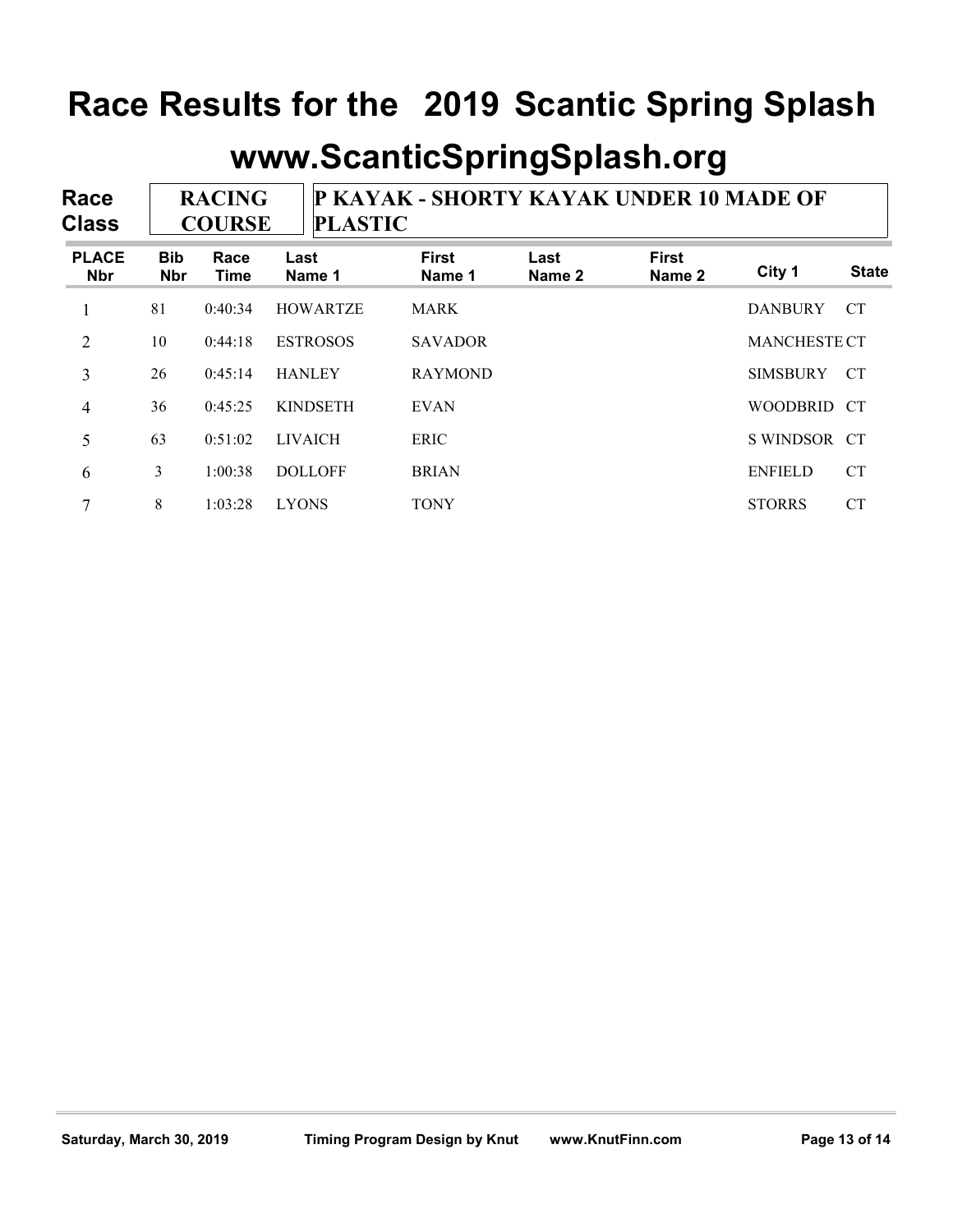# Race Results for the 2019 Scantic Spring Splash

## www.ScanticSpringSplash.org

| Race Class | RACING COURSE | P KAYAK - SHORTY KAYAK UNDER 10 MADE OF PLASTIC |
|---|---|---|

| PLACE Nbr | Bib Nbr | Race Time | Last Name 1 | First Name 1 | Last Name 2 | First Name 2 | City 1 | State |
|---|---|---|---|---|---|---|---|---|
| 1 | 81 | 0:40:34 | HOWARTZE | MARK | | | DANBURY | CT |
| 2 | 10 | 0:44:18 | ESTROSOS | SAVADOR | | | MANCHESTE | CT |
| 3 | 26 | 0:45:14 | HANLEY | RAYMOND | | | SIMSBURY | CT |
| 4 | 36 | 0:45:25 | KINDSETH | EVAN | | | WOODBRID | CT |
| 5 | 63 | 0:51:02 | LIVAICH | ERIC | | | S WINDSOR | CT |
| 6 | 3 | 1:00:38 | DOLLOFF | BRIAN | | | ENFIELD | CT |
| 7 | 8 | 1:03:28 | LYONS | TONY | | | STORRS | CT |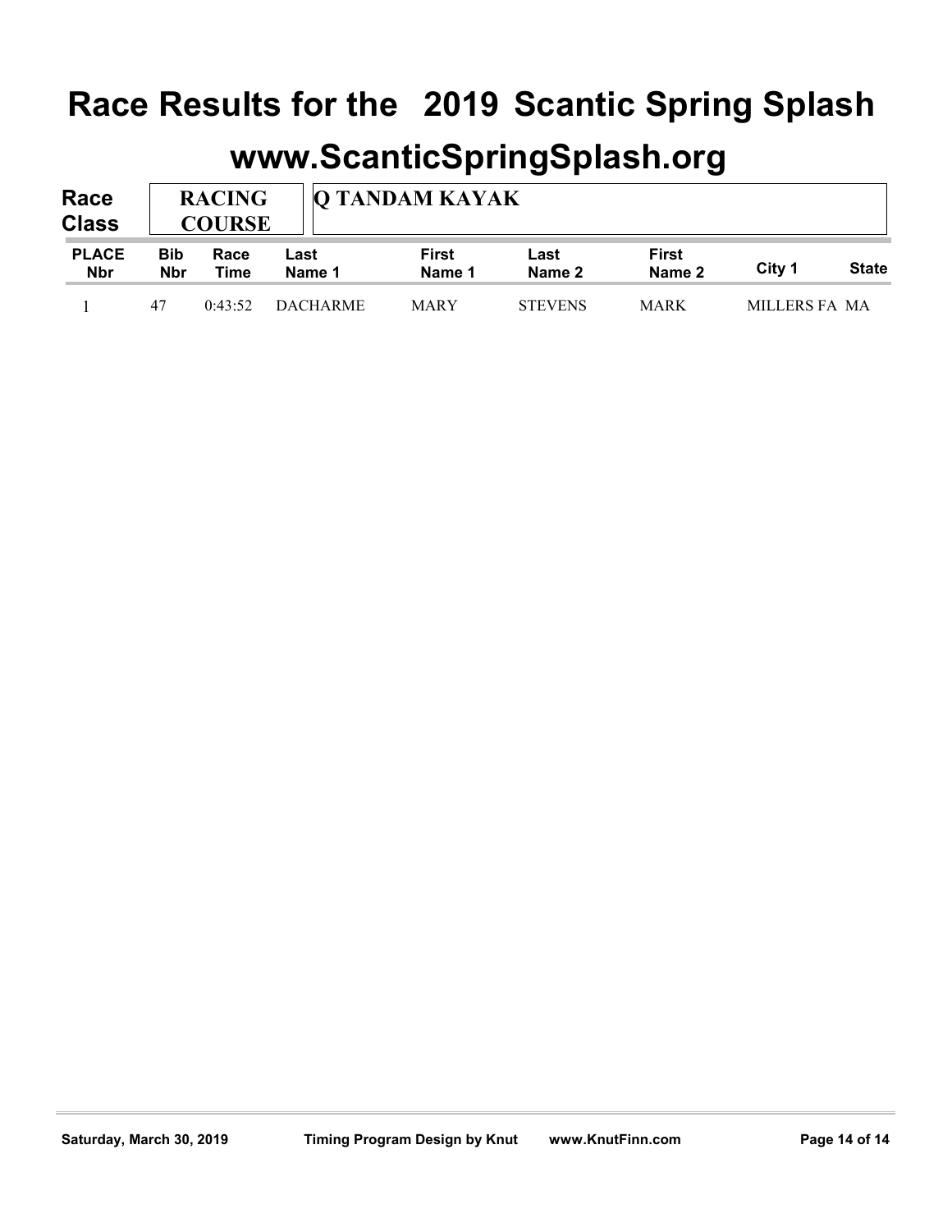# Race Results for the 2019 Scantic Spring Splash

## www.ScanticSpringSplash.org

| Race Class | RACING COURSE | Q TANDAM KAYAK |
|---|---|---|

| PLACE Nbr | Bib Nbr | Race Time | Last Name 1 | First Name 1 | Last Name 2 | First Name 2 | City 1 | State |
|---|---|---|---|---|---|---|---|---|
| 1 | 47 | 0:43:52 | DACHARME | MARY | STEVENS | MARK | MILLERS FA | MA |

Saturday, March 30, 2019 Timing Program Design by Knut www.KnutFinn.com